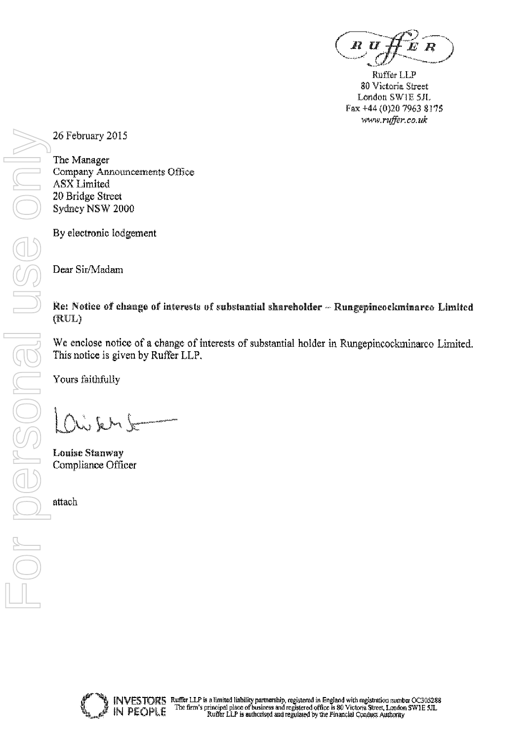Ruffer LLP
80 Victoria Street
London SW1E 5JL
Fax +44 (0)20 7963 8175
*www.ruffer.co.uk*

26 February 2015

The Manager
Company Announcements Office
ASX Limited
20 Bridge Street
Sydney NSW 2000

By electronic lodgement

Dear Sir/Madam

**Re: Notice of change of interests of substantial shareholder – Rungepincockminarco Limited (RUL)**

We enclose notice of a change of interests of substantial holder in Rungepincockminarco Limited. This notice is given by Ruffer LLP.

Yours faithfully

**Louise Stanway**
Compliance Officer

attach

Ruffer LLP is a limited liability partnership, registered in England with registration number OC305288
The firm's principal place of business and registered office is 80 Victoria Street, London SW1E 5JL
Ruffer LLP is authorised and regulated by the Financial Conduct Authority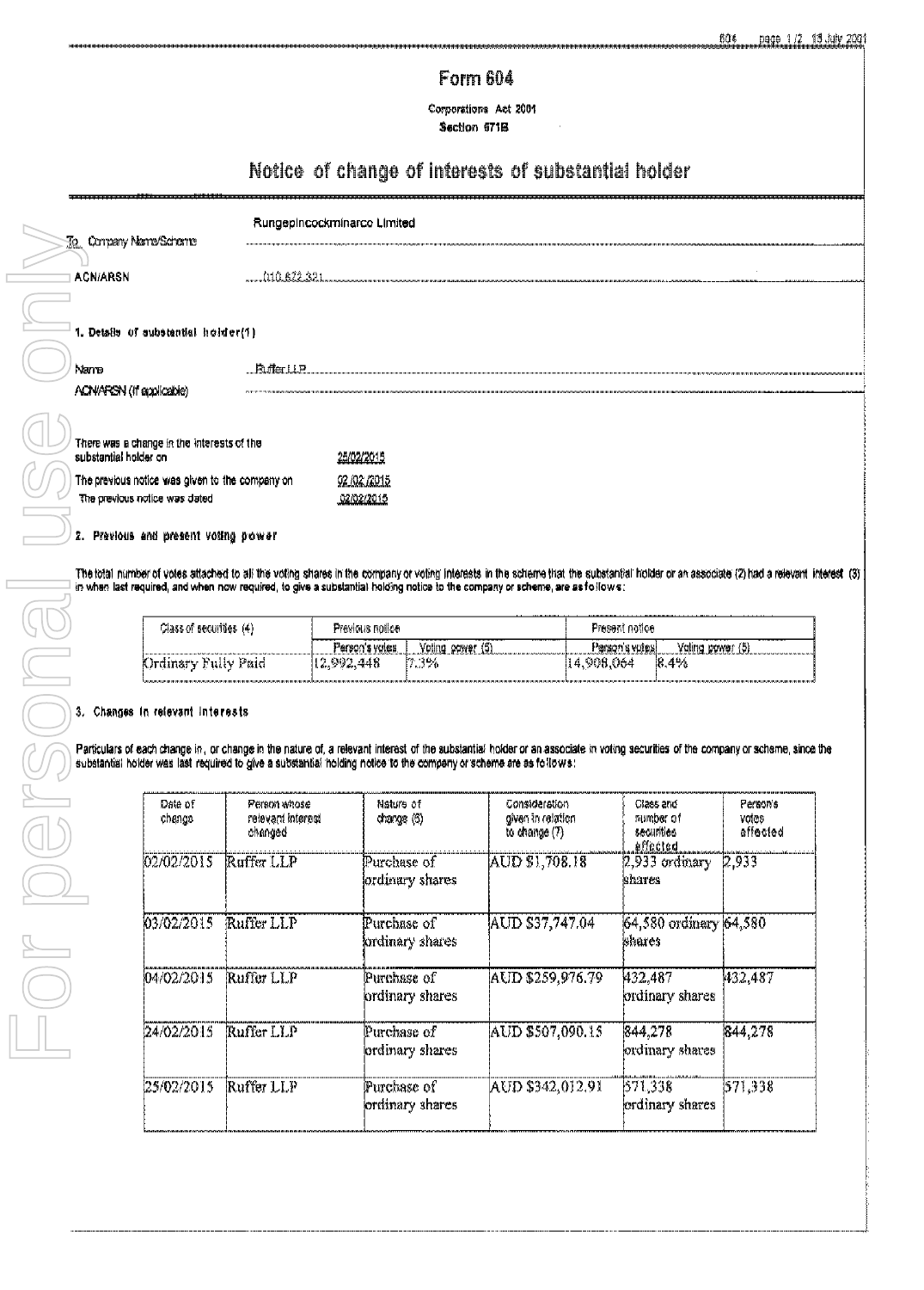# Form 604

Corporations Act 2001
Section 671B

## Notice of change of interests of substantial holder

To Company Name/Scheme: Rungepincockminarco Limited

ACN/ARSN: 010 672 321

### 1. Details of substantial holder(1)

Name: Ruffer LLP

ACN/ARSN (if applicable):

There was a change in the interests of the substantial holder on: 25/02/2015

The previous notice was given to the company on: 02/02/2015

The previous notice was dated: 02/02/2015

### 2. Previous and present voting power

The total number of votes attached to all the voting shares in the company or voting interests in the scheme that the substantial holder or an associate (2) had a relevant interest (3) in when last required, and when now required, to give a substantial holding notice to the company or scheme, are as follows:

| Class of securities (4) | Previous notice | | Present notice | |
|---|---|---|---|---|
| | Person's votes | Voting power (5) | Person's votes | Voting power (5) |
| Ordinary Fully Paid | 12,992,448 | 7.3% | 14,908,064 | 8.4% |

### 3. Changes in relevant interests

Particulars of each change in, or change in the nature of, a relevant interest of the substantial holder or an associate in voting securities of the company or scheme, since the substantial holder was last required to give a substantial holding notice to the company or scheme are as follows:

| Date of change | Person whose relevant interest changed | Nature of change (6) | Consideration given in relation to change (7) | Class and number of securities affected | Person's votes affected |
|---|---|---|---|---|---|
| 02/02/2015 | Ruffer LLP | Purchase of ordinary shares | AUD $1,708.18 | 2,933 ordinary shares | 2,933 |
| 03/02/2015 | Ruffer LLP | Purchase of ordinary shares | AUD $37,747.04 | 64,580 ordinary shares | 64,580 |
| 04/02/2015 | Ruffer LLP | Purchase of ordinary shares | AUD $259,976.79 | 432,487 ordinary shares | 432,487 |
| 24/02/2015 | Ruffer LLP | Purchase of ordinary shares | AUD $507,090.15 | 844,278 ordinary shares | 844,278 |
| 25/02/2015 | Ruffer LLP | Purchase of ordinary shares | AUD $342,012.91 | 571,338 ordinary shares | 571,338 |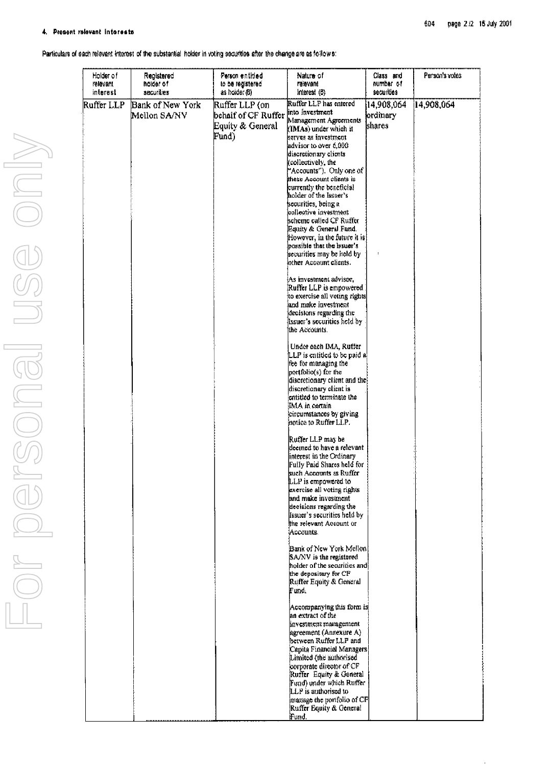#### 4. Present relevant interests

Particulars of each relevant interest of the substantial holder in voting securities after the change are as follows:

| Holder of relevant interest | Registered holder of securities | Person entitled to be registered as holder (8) | Nature of relevant interest (6) | Class and number of securities | Person's votes |
|---|---|---|---|---|---|
| Ruffer LLP | Bank of New York Mellon SA/NV | Ruffer LLP (on behalf of CF Ruffer Equity & General Fund) | Ruffer LLP has entered into Investment Management Agreements (IMAs) under which it serves as investment advisor to over 6,000 discretionary clients (collectively, the "Accounts"). Only one of these Account clients is currently the beneficial holder of the Issuer's securities, being a collective investment scheme called CF Ruffer Equity & General Fund. However, in the future it is possible that the issuer's securities may be held by other Account clients.<br><br>As investment advisor, Ruffer LLP is empowered to exercise all voting rights and make investment decisions regarding the Issuer's securities held by the Accounts.<br><br>Under each IMA, Ruffer LLP is entitled to be paid a fee for managing the portfolio(s) for the discretionary client and the discretionary client is entitled to terminate the IMA in certain circumstances by giving notice to Ruffer LLP.<br><br>Ruffer LLP may be deemed to have a relevant interest in the Ordinary Fully Paid Shares held for such Accounts as Ruffer LLP is empowered to exercise all voting rights and make investment decisions regarding the Issuer's securities held by the relevant Account or Accounts.<br><br>Bank of New York Mellon SA/NV is the registered holder of the securities and the depositary for CF Ruffer Equity & General Fund.<br><br>Accompanying this form is an extract of the investment management agreement (Annexure A) between Ruffer LLP and Capita Financial Managers Limited (the authorised corporate director of CF Ruffer Equity & General Fund) under which Ruffer LLP is authorised to manage the portfolio of CF Ruffer Equity & General Fund. | 14,908,064 ordinary shares | 14,908,064 |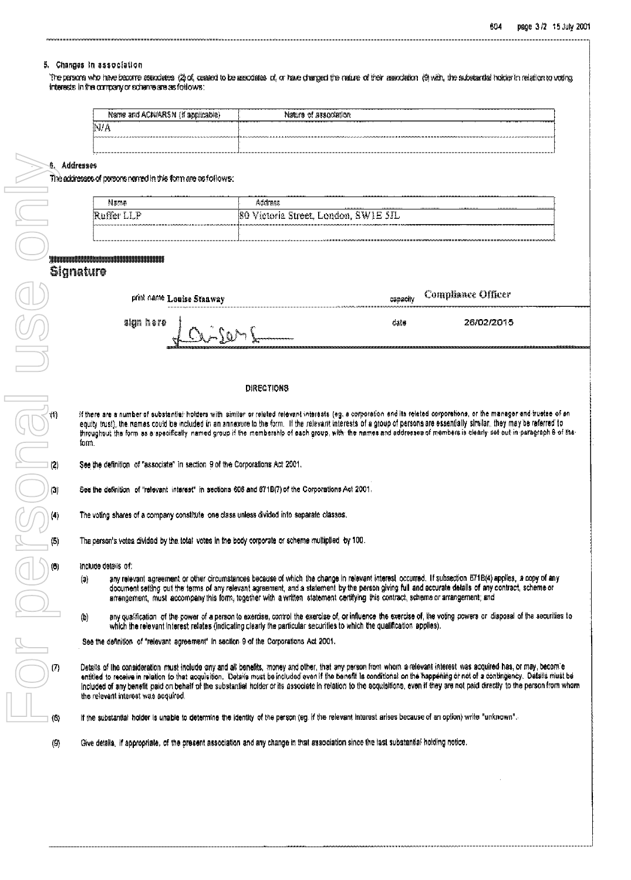## 5. Changes in association

The persons who have become associates (2) of, ceased to be associates of, or have changed the nature of their association (9) with, the substantial holder in relation to voting interests in the company or scheme are as follows:

| Name and ACN/ARSN (if applicable) | Nature of association |
|---|---|
| N/A | |
| | |

## 6. Addresses

The addresses of persons named in this form are as follows:

| Name | Address |
|---|---|
| Ruffer LLP | 80 Victoria Street, London, SW1E 5JL |
| | |

## Signature

print name Louise Stanway — capacity Compliance Officer

sign here [signature] — date 26/02/2015

### DIRECTIONS

(1) If there are a number of substantial holders with similar or related relevant interests (eg. a corporation and its related corporations, or the manager and trustee of an equity trust), the names could be included in an annexure to the form. If the relevant interests of a group of persons are essentially similar, they may be referred to throughout the form as a specifically named group if the membership of each group, with the names and addresses of members is clearly set out in paragraph 6 of the form.

(2) See the definition of "associate" in section 9 of the Corporations Act 2001.

(3) See the definition of "relevant interest" in sections 608 and 671B(7) of the Corporations Act 2001.

(4) The voting shares of a company constitute one class unless divided into separate classes.

(5) The person's votes divided by the total votes in the body corporate or scheme multiplied by 100.

(6) Include details of:

(a) any relevant agreement or other circumstances because of which the change in relevant interest occurred. If subsection 671B(4) applies, a copy of any document setting out the terms of any relevant agreement, and a statement by the person giving full and accurate details of any contract, scheme or arrangement, must accompany this form, together with a written statement certifying this contract, scheme or arrangement; and

(b) any qualification of the power of a person to exercise, control the exercise of, or influence the exercise of, the voting powers or disposal of the securities to which the relevant interest relates (indicating clearly the particular securities to which the qualification applies).

See the definition of "relevant agreement" in section 9 of the Corporations Act 2001.

(7) Details of the consideration must include any and all benefits, money and other, that any person from whom a relevant interest was acquired has, or may, become entitled to receive in relation to that acquisition. Details must be included even if the benefit is conditional on the happening or not of a contingency. Details must be included of any benefit paid on behalf of the substantial holder or its associate in relation to the acquisitions, even if they are not paid directly to the person from whom the relevant interest was acquired.

(8) If the substantial holder is unable to determine the identity of the person (eg. if the relevant interest arises because of an option) write "unknown".

(9) Give details, if appropriate, of the present association and any change in that association since the last substantial holding notice.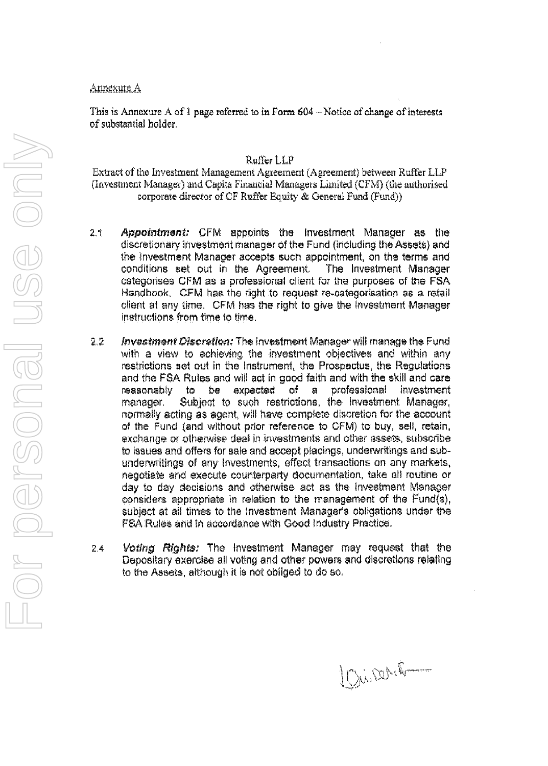Annexure A

This is Annexure A of 1 page referred to in Form 604 – Notice of change of interests of substantial holder.

Ruffer LLP

Extract of the Investment Management Agreement (Agreement) between Ruffer LLP (Investment Manager) and Capita Financial Managers Limited (CFM) (the authorised corporate director of CF Ruffer Equity & General Fund (Fund))

2.1 ***Appointment:*** CFM appoints the Investment Manager as the discretionary investment manager of the Fund (including the Assets) and the Investment Manager accepts such appointment, on the terms and conditions set out in the Agreement. The Investment Manager categorises CFM as a professional client for the purposes of the FSA Handbook. CFM has the right to request re-categorisation as a retail client at any time. CFM has the right to give the Investment Manager instructions from time to time.

2.2 ***Investment Discretion:*** The Investment Manager will manage the Fund with a view to achieving the investment objectives and within any restrictions set out in the Instrument, the Prospectus, the Regulations and the FSA Rules and will act in good faith and with the skill and care reasonably to be expected of a professional investment manager. Subject to such restrictions, the Investment Manager, normally acting as agent, will have complete discretion for the account of the Fund (and without prior reference to CFM) to buy, sell, retain, exchange or otherwise deal in investments and other assets, subscribe to issues and offers for sale and accept placings, underwritings and sub-underwritings of any Investments, effect transactions on any markets, negotiate and execute counterparty documentation, take all routine or day to day decisions and otherwise act as the Investment Manager considers appropriate in relation to the management of the Fund(s), subject at all times to the Investment Manager's obligations under the FSA Rules and in accordance with Good Industry Practice.

2.4 ***Voting Rights:*** The Investment Manager may request that the Depositary exercise all voting and other powers and discretions relating to the Assets, although it is not obliged to do so.